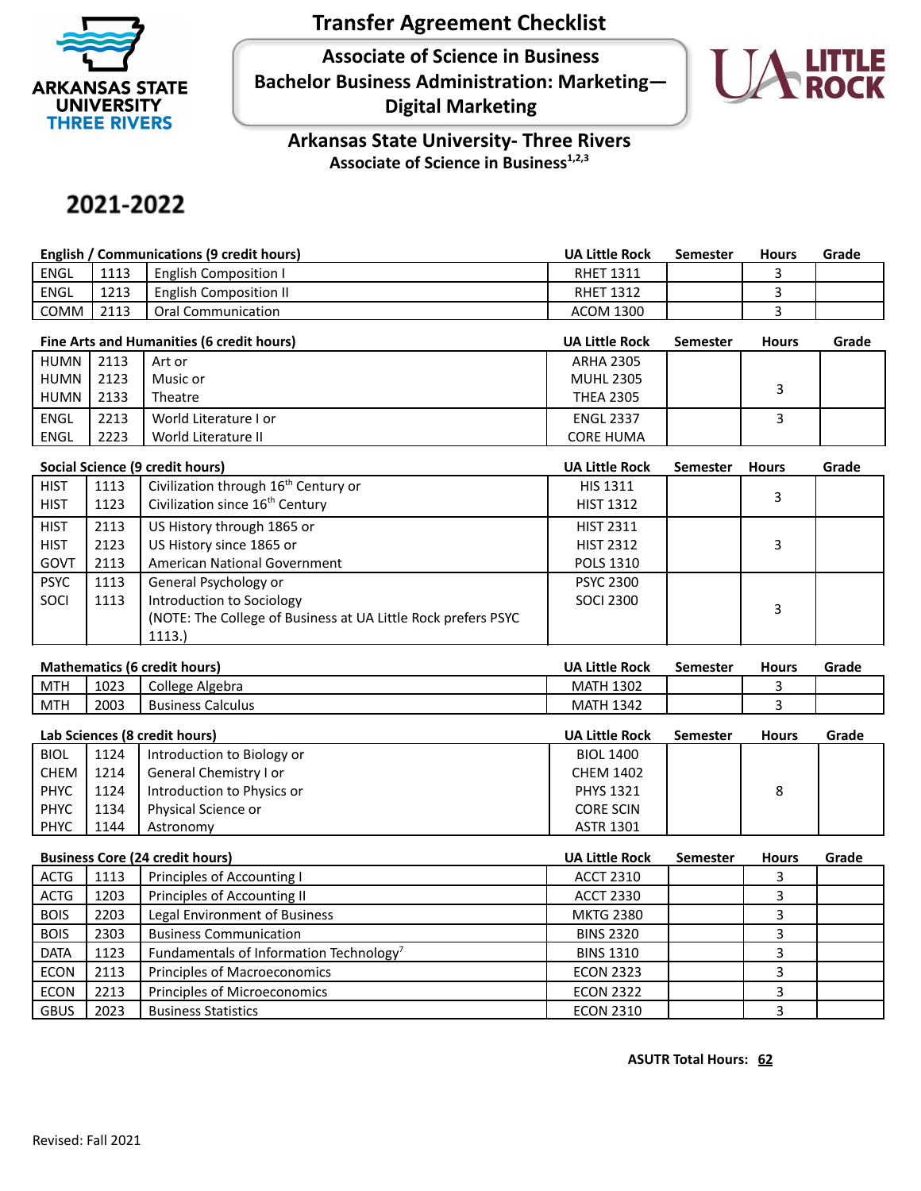# Transfer Agreement Checklist

**Associate of Science in Business**
**Bachelor Business Administration: Marketing—Digital Marketing**

## Arkansas State University- Three Rivers

**Associate of Science in Business[1,2,3]**

## 2021-2022

| English / Communications (9 credit hours) | | | UA Little Rock | Semester | Hours | Grade |
|---|---|---|---|---|---|---|
| ENGL | 1113 | English Composition I | RHET 1311 | | 3 | |
| ENGL | 1213 | English Composition II | RHET 1312 | | 3 | |
| COMM | 2113 | Oral Communication | ACOM 1300 | | 3 | |

| Fine Arts and Humanities (6 credit hours) | | | UA Little Rock | Semester | Hours | Grade |
|---|---|---|---|---|---|---|
| HUMN<br>HUMN<br>HUMN | 2113<br>2123<br>2133 | Art or<br>Music or<br>Theatre | ARHA 2305<br>MUHL 2305<br>THEA 2305 | | 3 | |
| ENGL<br>ENGL | 2213<br>2223 | World Literature I or<br>World Literature II | ENGL 2337<br>CORE HUMA | | 3 | |

| Social Science (9 credit hours) | | | UA Little Rock | Semester | Hours | Grade |
|---|---|---|---|---|---|---|
| HIST<br>HIST | 1113<br>1123 | Civilization through 16th Century or<br>Civilization since 16th Century | HIS 1311<br>HIST 1312 | | 3 | |
| HIST<br>HIST<br>GOVT | 2113<br>2123<br>2113 | US History through 1865 or<br>US History since 1865 or<br>American National Government | HIST 2311<br>HIST 2312<br>POLS 1310 | | 3 | |
| PSYC<br>SOCI | 1113<br>1113 | General Psychology or<br>Introduction to Sociology<br>(NOTE: The College of Business at UA Little Rock prefers PSYC 1113.) | PSYC 2300<br>SOCI 2300 | | 3 | |

| Mathematics (6 credit hours) | | | UA Little Rock | Semester | Hours | Grade |
|---|---|---|---|---|---|---|
| MTH | 1023 | College Algebra | MATH 1302 | | 3 | |
| MTH | 2003 | Business Calculus | MATH 1342 | | 3 | |

| Lab Sciences (8 credit hours) | | | UA Little Rock | Semester | Hours | Grade |
|---|---|---|---|---|---|---|
| BIOL<br>CHEM<br>PHYC<br>PHYC<br>PHYC | 1124<br>1214<br>1124<br>1134<br>1144 | Introduction to Biology or<br>General Chemistry I or<br>Introduction to Physics or<br>Physical Science or<br>Astronomy | BIOL 1400<br>CHEM 1402<br>PHYS 1321<br>CORE SCIN<br>ASTR 1301 | | 8 | |

| Business Core (24 credit hours) | | | UA Little Rock | Semester | Hours | Grade |
|---|---|---|---|---|---|---|
| ACTG | 1113 | Principles of Accounting I | ACCT 2310 | | 3 | |
| ACTG | 1203 | Principles of Accounting II | ACCT 2330 | | 3 | |
| BOIS | 2203 | Legal Environment of Business | MKTG 2380 | | 3 | |
| BOIS | 2303 | Business Communication | BINS 2320 | | 3 | |
| DATA | 1123 | Fundamentals of Information Technology[7] | BINS 1310 | | 3 | |
| ECON | 2113 | Principles of Macroeconomics | ECON 2323 | | 3 | |
| ECON | 2213 | Principles of Microeconomics | ECON 2322 | | 3 | |
| GBUS | 2023 | Business Statistics | ECON 2310 | | 3 | |

**ASUTR Total Hours: 62**

Revised: Fall 2021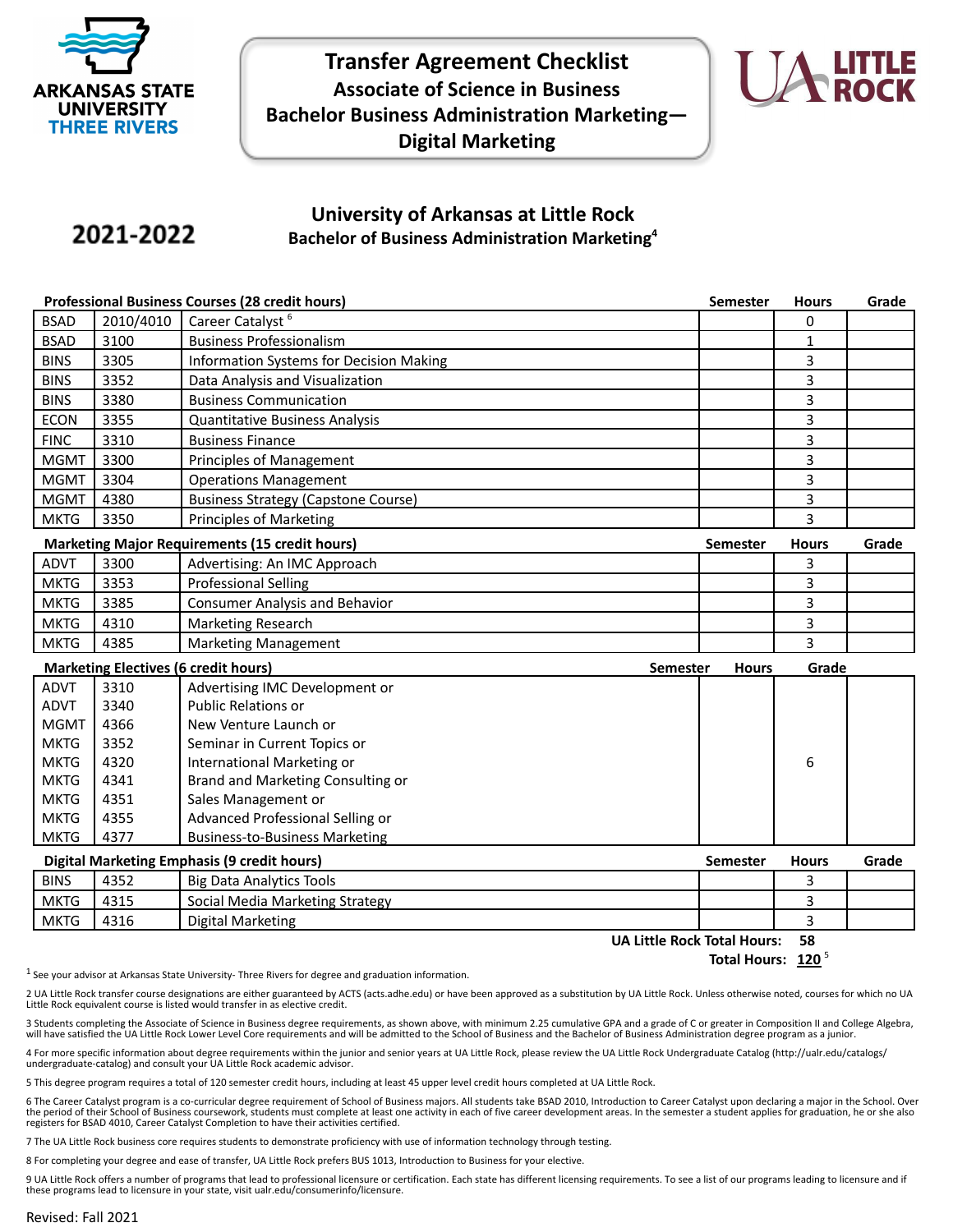# Transfer Agreement Checklist
## Associate of Science in Business
## Bachelor Business Administration Marketing—Digital Marketing

**2021-2022**

## University of Arkansas at Little Rock
### Bachelor of Business Administration Marketing[4]

| Professional Business Courses (28 credit hours) | | | Semester | Hours | Grade |
|---|---|---|---|---|---|
| BSAD | 2010/4010 | Career Catalyst [6] | | 0 | |
| BSAD | 3100 | Business Professionalism | | 1 | |
| BINS | 3305 | Information Systems for Decision Making | | 3 | |
| BINS | 3352 | Data Analysis and Visualization | | 3 | |
| BINS | 3380 | Business Communication | | 3 | |
| ECON | 3355 | Quantitative Business Analysis | | 3 | |
| FINC | 3310 | Business Finance | | 3 | |
| MGMT | 3300 | Principles of Management | | 3 | |
| MGMT | 3304 | Operations Management | | 3 | |
| MGMT | 4380 | Business Strategy (Capstone Course) | | 3 | |
| MKTG | 3350 | Principles of Marketing | | 3 | |

| Marketing Major Requirements (15 credit hours) | | | Semester | Hours | Grade |
|---|---|---|---|---|---|
| ADVT | 3300 | Advertising: An IMC Approach | | 3 | |
| MKTG | 3353 | Professional Selling | | 3 | |
| MKTG | 3385 | Consumer Analysis and Behavior | | 3 | |
| MKTG | 4310 | Marketing Research | | 3 | |
| MKTG | 4385 | Marketing Management | | 3 | |

| Marketing Electives (6 credit hours) | | | Semester | Hours | Grade |
|---|---|---|---|---|---|
| ADVT | 3310 | Advertising IMC Development or | | | |
| ADVT | 3340 | Public Relations or | | | |
| MGMT | 4366 | New Venture Launch or | | | |
| MKTG | 3352 | Seminar in Current Topics or | | | |
| MKTG | 4320 | International Marketing or | | 6 | |
| MKTG | 4341 | Brand and Marketing Consulting or | | | |
| MKTG | 4351 | Sales Management or | | | |
| MKTG | 4355 | Advanced Professional Selling or | | | |
| MKTG | 4377 | Business-to-Business Marketing | | | |

| Digital Marketing Emphasis (9 credit hours) | | | Semester | Hours | Grade |
|---|---|---|---|---|---|
| BINS | 4352 | Big Data Analytics Tools | | 3 | |
| MKTG | 4315 | Social Media Marketing Strategy | | 3 | |
| MKTG | 4316 | Digital Marketing | | 3 | |

**UA Little Rock Total Hours: 58**

**Total Hours: 120[5]**

1 See your advisor at Arkansas State University- Three Rivers for degree and graduation information.

2 UA Little Rock transfer course designations are either guaranteed by ACTS (acts.adhe.edu) or have been approved as a substitution by UA Little Rock. Unless otherwise noted, courses for which no UA Little Rock equivalent course is listed would transfer in as elective credit.

3 Students completing the Associate of Science in Business degree requirements, as shown above, with minimum 2.25 cumulative GPA and a grade of C or greater in Composition II and College Algebra, will have satisfied the UA Little Rock Lower Level Core requirements and will be admitted to the School of Business and the Bachelor of Business Administration degree program as a junior.

4 For more specific information about degree requirements within the junior and senior years at UA Little Rock, please review the UA Little Rock Undergraduate Catalog (http://ualr.edu/catalogs/undergraduate-catalog) and consult your UA Little Rock academic advisor.

5 This degree program requires a total of 120 semester credit hours, including at least 45 upper level credit hours completed at UA Little Rock.

6 The Career Catalyst program is a co-curricular degree requirement of School of Business majors. All students take BSAD 2010, Introduction to Career Catalyst upon declaring a major in the School. Over the period of their School of Business coursework, students must complete at least one activity in each of five career development areas. In the semester a student applies for graduation, he or she also registers for BSAD 4010, Career Catalyst Completion to have their activities certified.

7 The UA Little Rock business core requires students to demonstrate proficiency with use of information technology through testing.

8 For completing your degree and ease of transfer, UA Little Rock prefers BUS 1013, Introduction to Business for your elective.

9 UA Little Rock offers a number of programs that lead to professional licensure or certification. Each state has different licensing requirements. To see a list of our programs leading to licensure and if these programs lead to licensure in your state, visit ualr.edu/consumerinfo/licensure.

Revised: Fall 2021